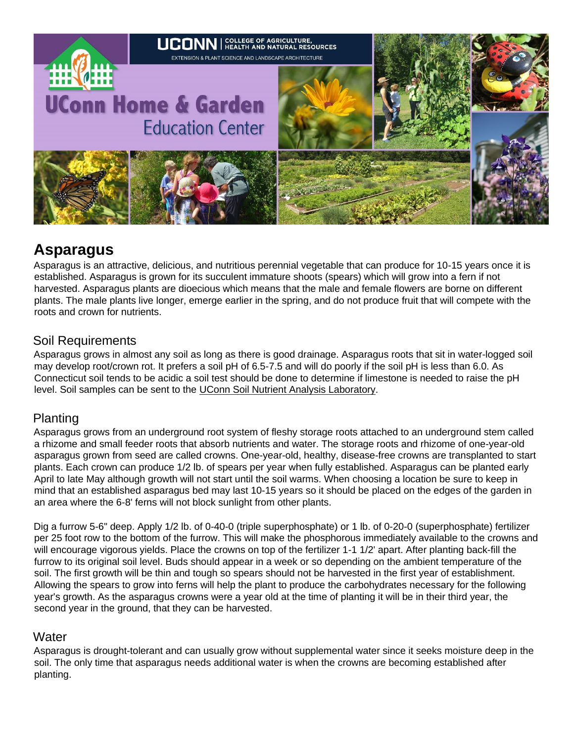UConn Home & Garden Education Center

# Asparagus

Asparagus is an attractive, delicious, and nutritious perennial vegetable that can produce for 10-15 years once it is established. Asparagus is grown for its succulent immature shoots (spears) which will grow into a fern if not harvested. Asparagus plants are dioecious which means that the male and female flowers are borne on different plants. The male plants live longer, emerge earlier in the spring, and do not produce fruit that will compete with the roots and crown for nutrients.

## Soil Requirements

Asparagus grows in almost any soil as long as there is good drainage. Asparagus roots that sit in water-logged soil may develop root/crown rot. It prefers a soil pH of 6.5-7.5 and will do poorly if the soil pH is less than 6.0. As Connecticut soil tends to be acidic a soil test should be done to determine if limestone is needed to raise the pH level. Soil samples can be sent to the UConn Soil Nutrient Analysis Laboratory.

## Planting

Asparagus grows from an underground root system of fleshy storage roots attached to an underground stem called a rhizome and small feeder roots that absorb nutrients and water. The storage roots and rhizome of one-year-old asparagus grown from seed are called crowns. One-year-old, healthy, disease-free crowns are transplanted to start plants. Each crown can produce 1/2 lb. of spears per year when fully established. Asparagus can be planted early April to late May although growth will not start until the soil warms. When choosing a location be sure to keep in mind that an established asparagus bed may last 10-15 years so it should be placed on the edges of the garden in an area where the 6-8' ferns will not block sunlight from other plants.

Dig a furrow 5-6" deep. Apply 1/2 lb. of 0-40-0 (triple superphosphate) or 1 lb. of 0-20-0 (superphosphate) fertilizer per 25 foot row to the bottom of the furrow. This will make the phosphorous immediately available to the crowns and will encourage vigorous yields. Place the crowns on top of the fertilizer 1-1 1/2' apart. After planting back-fill the furrow to its original soil level. Buds should appear in a week or so depending on the ambient temperature of the soil. The first growth will be thin and tough so spears should not be harvested in the first year of establishment. Allowing the spears to grow into ferns will help the plant to produce the carbohydrates necessary for the following year's growth. As the asparagus crowns were a year old at the time of planting it will be in their third year, the second year in the ground, that they can be harvested.

## Water

Asparagus is drought-tolerant and can usually grow without supplemental water since it seeks moisture deep in the soil. The only time that asparagus needs additional water is when the crowns are becoming established after planting.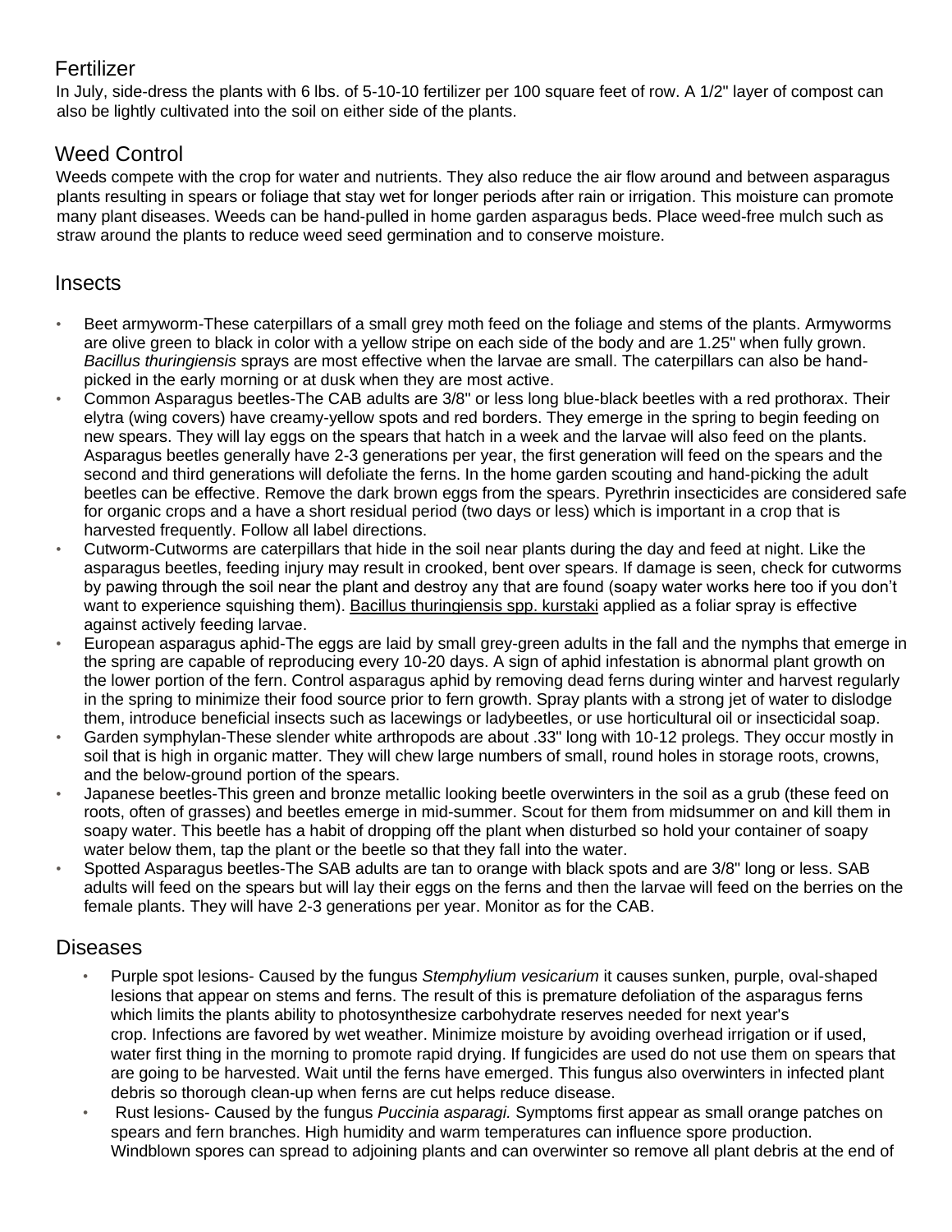## Fertilizer

In July, side-dress the plants with 6 lbs. of 5-10-10 fertilizer per 100 square feet of row. A 1/2" layer of compost can also be lightly cultivated into the soil on either side of the plants.

## Weed Control

Weeds compete with the crop for water and nutrients. They also reduce the air flow around and between asparagus plants resulting in spears or foliage that stay wet for longer periods after rain or irrigation. This moisture can promote many plant diseases. Weeds can be hand-pulled in home garden asparagus beds. Place weed-free mulch such as straw around the plants to reduce weed seed germination and to conserve moisture.

## Insects

- Beet armyworm-These caterpillars of a small grey moth feed on the foliage and stems of the plants. Armyworms are olive green to black in color with a yellow stripe on each side of the body and are 1.25" when fully grown. *Bacillus thuringiensis* sprays are most effective when the larvae are small. The caterpillars can also be hand-picked in the early morning or at dusk when they are most active.
- Common Asparagus beetles-The CAB adults are 3/8" or less long blue-black beetles with a red prothorax. Their elytra (wing covers) have creamy-yellow spots and red borders. They emerge in the spring to begin feeding on new spears. They will lay eggs on the spears that hatch in a week and the larvae will also feed on the plants. Asparagus beetles generally have 2-3 generations per year, the first generation will feed on the spears and the second and third generations will defoliate the ferns. In the home garden scouting and hand-picking the adult beetles can be effective. Remove the dark brown eggs from the spears. Pyrethrin insecticides are considered safe for organic crops and a have a short residual period (two days or less) which is important in a crop that is harvested frequently. Follow all label directions.
- Cutworm-Cutworms are caterpillars that hide in the soil near plants during the day and feed at night. Like the asparagus beetles, feeding injury may result in crooked, bent over spears. If damage is seen, check for cutworms by pawing through the soil near the plant and destroy any that are found (soapy water works here too if you don't want to experience squishing them). Bacillus thuringiensis spp. kurstaki applied as a foliar spray is effective against actively feeding larvae.
- European asparagus aphid-The eggs are laid by small grey-green adults in the fall and the nymphs that emerge in the spring are capable of reproducing every 10-20 days. A sign of aphid infestation is abnormal plant growth on the lower portion of the fern. Control asparagus aphid by removing dead ferns during winter and harvest regularly in the spring to minimize their food source prior to fern growth. Spray plants with a strong jet of water to dislodge them, introduce beneficial insects such as lacewings or ladybeetles, or use horticultural oil or insecticidal soap.
- Garden symphylan-These slender white arthropods are about .33" long with 10-12 prolegs. They occur mostly in soil that is high in organic matter. They will chew large numbers of small, round holes in storage roots, crowns, and the below-ground portion of the spears.
- Japanese beetles-This green and bronze metallic looking beetle overwinters in the soil as a grub (these feed on roots, often of grasses) and beetles emerge in mid-summer. Scout for them from midsummer on and kill them in soapy water. This beetle has a habit of dropping off the plant when disturbed so hold your container of soapy water below them, tap the plant or the beetle so that they fall into the water.
- Spotted Asparagus beetles-The SAB adults are tan to orange with black spots and are 3/8" long or less. SAB adults will feed on the spears but will lay their eggs on the ferns and then the larvae will feed on the berries on the female plants. They will have 2-3 generations per year. Monitor as for the CAB.

## Diseases

- Purple spot lesions- Caused by the fungus *Stemphylium vesicarium* it causes sunken, purple, oval-shaped lesions that appear on stems and ferns. The result of this is premature defoliation of the asparagus ferns which limits the plants ability to photosynthesize carbohydrate reserves needed for next year's crop. Infections are favored by wet weather. Minimize moisture by avoiding overhead irrigation or if used, water first thing in the morning to promote rapid drying. If fungicides are used do not use them on spears that are going to be harvested. Wait until the ferns have emerged. This fungus also overwinters in infected plant debris so thorough clean-up when ferns are cut helps reduce disease.
- Rust lesions- Caused by the fungus *Puccinia asparagi.* Symptoms first appear as small orange patches on spears and fern branches. High humidity and warm temperatures can influence spore production. Windblown spores can spread to adjoining plants and can overwinter so remove all plant debris at the end of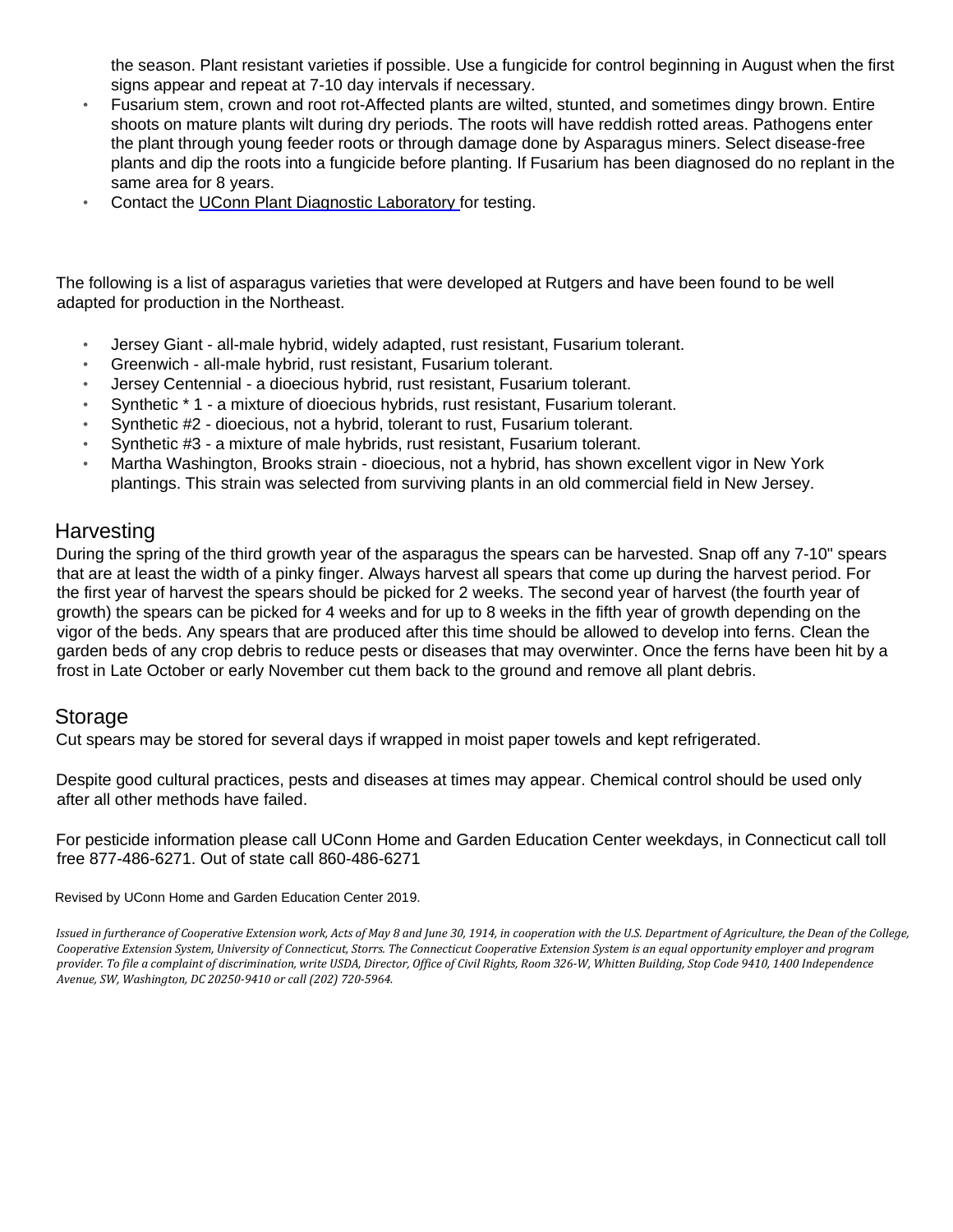the season. Plant resistant varieties if possible. Use a fungicide for control beginning in August when the first signs appear and repeat at 7-10 day intervals if necessary.

- Fusarium stem, crown and root rot-Affected plants are wilted, stunted, and sometimes dingy brown. Entire shoots on mature plants wilt during dry periods. The roots will have reddish rotted areas. Pathogens enter the plant through young feeder roots or through damage done by Asparagus miners. Select disease-free plants and dip the roots into a fungicide before planting. If Fusarium has been diagnosed do no replant in the same area for 8 years.
- Contact the [UConn Plant Diagnostic Laboratory ]for testing.

The following is a list of asparagus varieties that were developed at Rutgers and have been found to be well adapted for production in the Northeast.

- Jersey Giant - all-male hybrid, widely adapted, rust resistant, Fusarium tolerant.
- Greenwich - all-male hybrid, rust resistant, Fusarium tolerant.
- Jersey Centennial - a dioecious hybrid, rust resistant, Fusarium tolerant.
- Synthetic * 1 - a mixture of dioecious hybrids, rust resistant, Fusarium tolerant.
- Synthetic #2 - dioecious, not a hybrid, tolerant to rust, Fusarium tolerant.
- Synthetic #3 - a mixture of male hybrids, rust resistant, Fusarium tolerant.
- Martha Washington, Brooks strain - dioecious, not a hybrid, has shown excellent vigor in New York plantings. This strain was selected from surviving plants in an old commercial field in New Jersey.

## Harvesting

During the spring of the third growth year of the asparagus the spears can be harvested. Snap off any 7-10" spears that are at least the width of a pinky finger. Always harvest all spears that come up during the harvest period. For the first year of harvest the spears should be picked for 2 weeks. The second year of harvest (the fourth year of growth) the spears can be picked for 4 weeks and for up to 8 weeks in the fifth year of growth depending on the vigor of the beds. Any spears that are produced after this time should be allowed to develop into ferns. Clean the garden beds of any crop debris to reduce pests or diseases that may overwinter. Once the ferns have been hit by a frost in Late October or early November cut them back to the ground and remove all plant debris.

## Storage

Cut spears may be stored for several days if wrapped in moist paper towels and kept refrigerated.

Despite good cultural practices, pests and diseases at times may appear. Chemical control should be used only after all other methods have failed.

For pesticide information please call UConn Home and Garden Education Center weekdays, in Connecticut call toll free 877-486-6271. Out of state call 860-486-6271

Revised by UConn Home and Garden Education Center 2019.

*Issued in furtherance of Cooperative Extension work, Acts of May 8 and June 30, 1914, in cooperation with the U.S. Department of Agriculture, the Dean of the College, Cooperative Extension System, University of Connecticut, Storrs. The Connecticut Cooperative Extension System is an equal opportunity employer and program provider. To file a complaint of discrimination, write USDA, Director, Office of Civil Rights, Room 326-W, Whitten Building, Stop Code 9410, 1400 Independence Avenue, SW, Washington, DC 20250-9410 or call (202) 720-5964.*